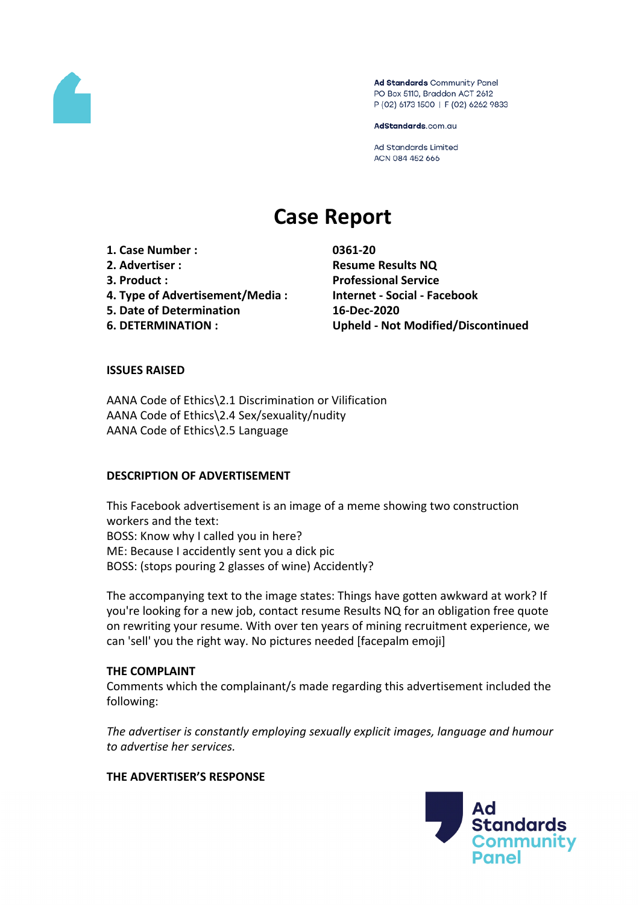Ad Standards Community Panel
PO Box 5110, Braddon ACT 2612
P (02) 6173 1500 | F (02) 6262 9833

AdStandards.com.au

Ad Standards Limited
ACN 084 452 666

# Case Report

| | |
|---|---|
| **1. Case Number :** | **0361-20** |
| **2. Advertiser :** | **Resume Results NQ** |
| **3. Product :** | **Professional Service** |
| **4. Type of Advertisement/Media :** | **Internet - Social - Facebook** |
| **5. Date of Determination** | **16-Dec-2020** |
| **6. DETERMINATION :** | **Upheld - Not Modified/Discontinued** |

**ISSUES RAISED**

AANA Code of Ethics\2.1 Discrimination or Vilification
AANA Code of Ethics\2.4 Sex/sexuality/nudity
AANA Code of Ethics\2.5 Language

**DESCRIPTION OF ADVERTISEMENT**

This Facebook advertisement is an image of a meme showing two construction workers and the text:
BOSS: Know why I called you in here?
ME: Because I accidently sent you a dick pic
BOSS: (stops pouring 2 glasses of wine) Accidently?

The accompanying text to the image states: Things have gotten awkward at work? If you're looking for a new job, contact resume Results NQ for an obligation free quote on rewriting your resume. With over ten years of mining recruitment experience, we can 'sell' you the right way. No pictures needed [facepalm emoji]

**THE COMPLAINT**

Comments which the complainant/s made regarding this advertisement included the following:

*The advertiser is constantly employing sexually explicit images, language and humour to advertise her services.*

**THE ADVERTISER'S RESPONSE**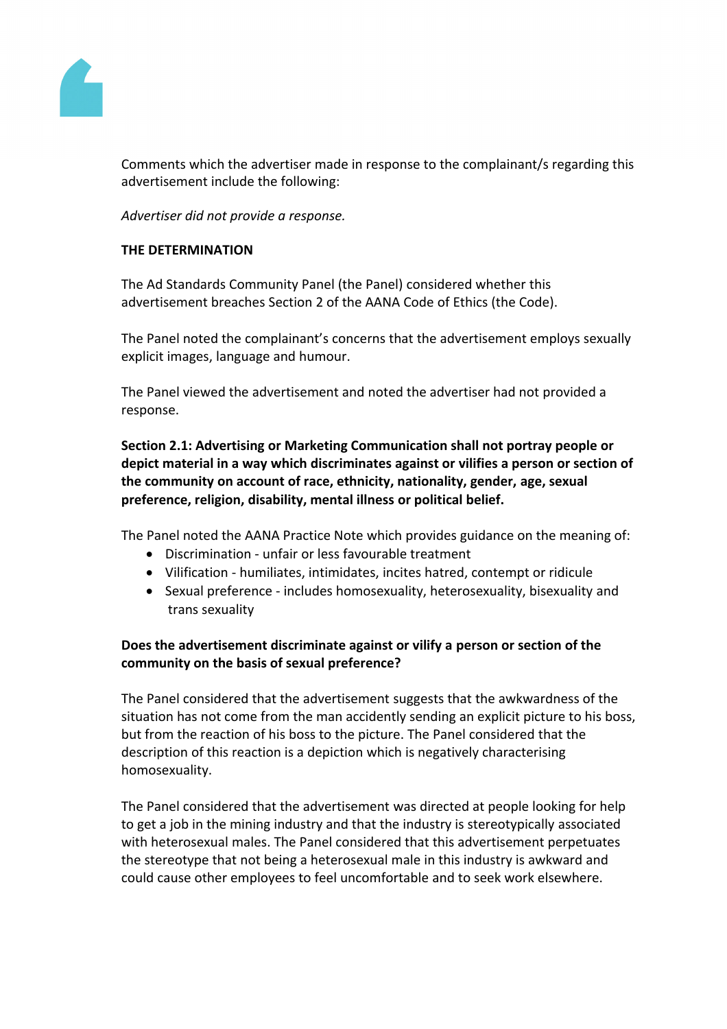Comments which the advertiser made in response to the complainant/s regarding this advertisement include the following:

*Advertiser did not provide a response.*

**THE DETERMINATION**

The Ad Standards Community Panel (the Panel) considered whether this advertisement breaches Section 2 of the AANA Code of Ethics (the Code).

The Panel noted the complainant's concerns that the advertisement employs sexually explicit images, language and humour.

The Panel viewed the advertisement and noted the advertiser had not provided a response.

**Section 2.1: Advertising or Marketing Communication shall not portray people or depict material in a way which discriminates against or vilifies a person or section of the community on account of race, ethnicity, nationality, gender, age, sexual preference, religion, disability, mental illness or political belief.**

The Panel noted the AANA Practice Note which provides guidance on the meaning of:

- Discrimination - unfair or less favourable treatment
- Vilification - humiliates, intimidates, incites hatred, contempt or ridicule
- Sexual preference - includes homosexuality, heterosexuality, bisexuality and trans sexuality

**Does the advertisement discriminate against or vilify a person or section of the community on the basis of sexual preference?**

The Panel considered that the advertisement suggests that the awkwardness of the situation has not come from the man accidently sending an explicit picture to his boss, but from the reaction of his boss to the picture. The Panel considered that the description of this reaction is a depiction which is negatively characterising homosexuality.

The Panel considered that the advertisement was directed at people looking for help to get a job in the mining industry and that the industry is stereotypically associated with heterosexual males. The Panel considered that this advertisement perpetuates the stereotype that not being a heterosexual male in this industry is awkward and could cause other employees to feel uncomfortable and to seek work elsewhere.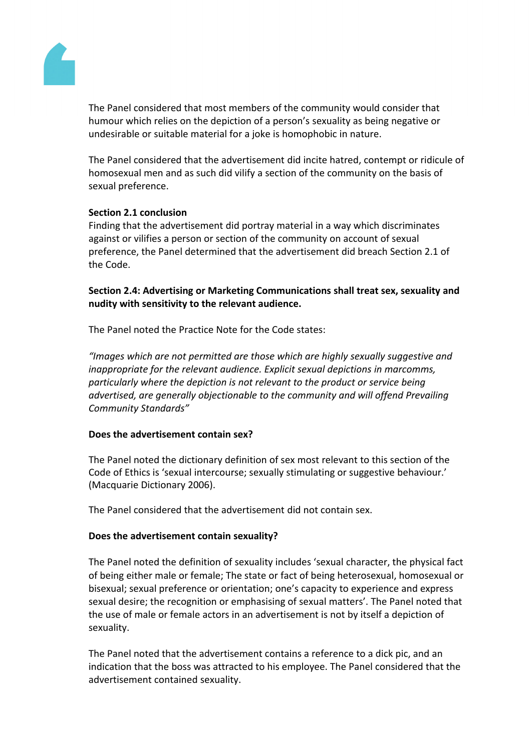The Panel considered that most members of the community would consider that humour which relies on the depiction of a person's sexuality as being negative or undesirable or suitable material for a joke is homophobic in nature.

The Panel considered that the advertisement did incite hatred, contempt or ridicule of homosexual men and as such did vilify a section of the community on the basis of sexual preference.

**Section 2.1 conclusion**

Finding that the advertisement did portray material in a way which discriminates against or vilifies a person or section of the community on account of sexual preference, the Panel determined that the advertisement did breach Section 2.1 of the Code.

**Section 2.4: Advertising or Marketing Communications shall treat sex, sexuality and nudity with sensitivity to the relevant audience.**

The Panel noted the Practice Note for the Code states:

*"Images which are not permitted are those which are highly sexually suggestive and inappropriate for the relevant audience. Explicit sexual depictions in marcomms, particularly where the depiction is not relevant to the product or service being advertised, are generally objectionable to the community and will offend Prevailing Community Standards"*

**Does the advertisement contain sex?**

The Panel noted the dictionary definition of sex most relevant to this section of the Code of Ethics is 'sexual intercourse; sexually stimulating or suggestive behaviour.' (Macquarie Dictionary 2006).

The Panel considered that the advertisement did not contain sex.

**Does the advertisement contain sexuality?**

The Panel noted the definition of sexuality includes 'sexual character, the physical fact of being either male or female; The state or fact of being heterosexual, homosexual or bisexual; sexual preference or orientation; one's capacity to experience and express sexual desire; the recognition or emphasising of sexual matters'. The Panel noted that the use of male or female actors in an advertisement is not by itself a depiction of sexuality.

The Panel noted that the advertisement contains a reference to a dick pic, and an indication that the boss was attracted to his employee. The Panel considered that the advertisement contained sexuality.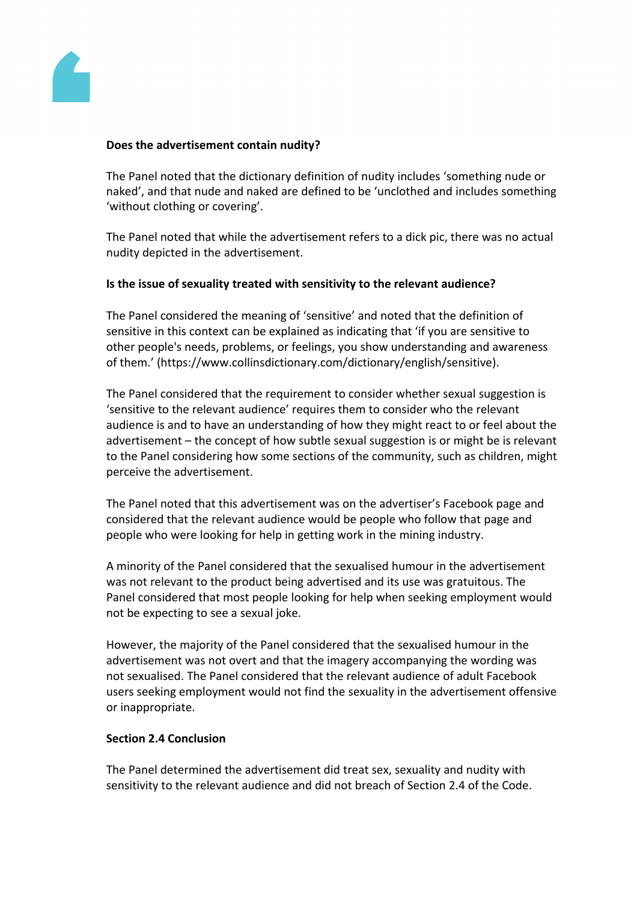**Does the advertisement contain nudity?**

The Panel noted that the dictionary definition of nudity includes 'something nude or naked', and that nude and naked are defined to be 'unclothed and includes something 'without clothing or covering'.

The Panel noted that while the advertisement refers to a dick pic, there was no actual nudity depicted in the advertisement.

**Is the issue of sexuality treated with sensitivity to the relevant audience?**

The Panel considered the meaning of 'sensitive' and noted that the definition of sensitive in this context can be explained as indicating that 'if you are sensitive to other people's needs, problems, or feelings, you show understanding and awareness of them.' (https://www.collinsdictionary.com/dictionary/english/sensitive).

The Panel considered that the requirement to consider whether sexual suggestion is 'sensitive to the relevant audience' requires them to consider who the relevant audience is and to have an understanding of how they might react to or feel about the advertisement – the concept of how subtle sexual suggestion is or might be is relevant to the Panel considering how some sections of the community, such as children, might perceive the advertisement.

The Panel noted that this advertisement was on the advertiser's Facebook page and considered that the relevant audience would be people who follow that page and people who were looking for help in getting work in the mining industry.

A minority of the Panel considered that the sexualised humour in the advertisement was not relevant to the product being advertised and its use was gratuitous. The Panel considered that most people looking for help when seeking employment would not be expecting to see a sexual joke.

However, the majority of the Panel considered that the sexualised humour in the advertisement was not overt and that the imagery accompanying the wording was not sexualised. The Panel considered that the relevant audience of adult Facebook users seeking employment would not find the sexuality in the advertisement offensive or inappropriate.

**Section 2.4 Conclusion**

The Panel determined the advertisement did treat sex, sexuality and nudity with sensitivity to the relevant audience and did not breach of Section 2.4 of the Code.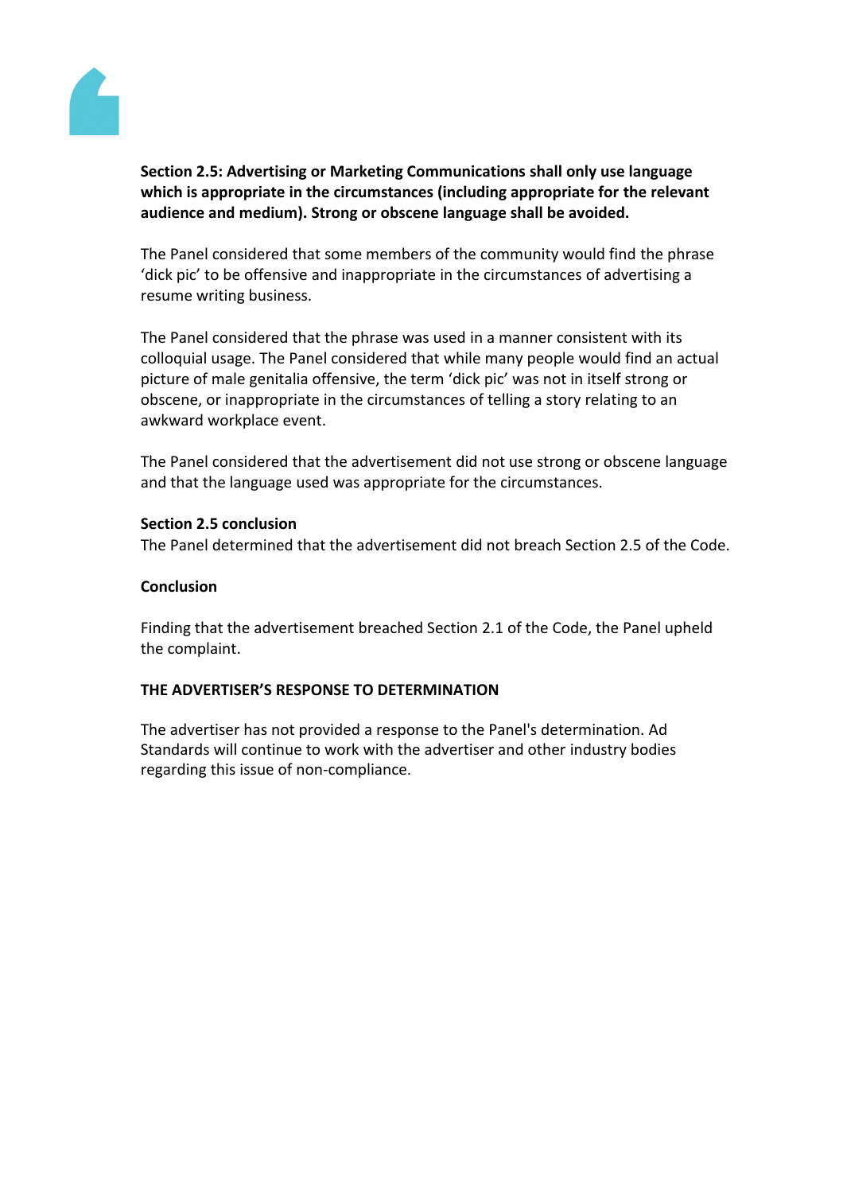**Section 2.5: Advertising or Marketing Communications shall only use language which is appropriate in the circumstances (including appropriate for the relevant audience and medium). Strong or obscene language shall be avoided.**

The Panel considered that some members of the community would find the phrase 'dick pic' to be offensive and inappropriate in the circumstances of advertising a resume writing business.

The Panel considered that the phrase was used in a manner consistent with its colloquial usage. The Panel considered that while many people would find an actual picture of male genitalia offensive, the term 'dick pic' was not in itself strong or obscene, or inappropriate in the circumstances of telling a story relating to an awkward workplace event.

The Panel considered that the advertisement did not use strong or obscene language and that the language used was appropriate for the circumstances.

**Section 2.5 conclusion**

The Panel determined that the advertisement did not breach Section 2.5 of the Code.

**Conclusion**

Finding that the advertisement breached Section 2.1 of the Code, the Panel upheld the complaint.

**THE ADVERTISER'S RESPONSE TO DETERMINATION**

The advertiser has not provided a response to the Panel's determination. Ad Standards will continue to work with the advertiser and other industry bodies regarding this issue of non-compliance.